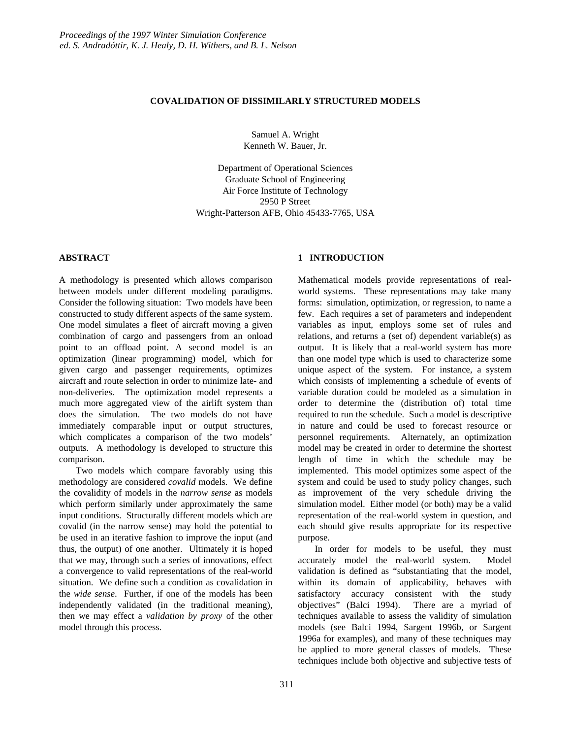# COVALIDATION OF DISSIMILARLY STRUCTURED MODELS

Samuel A. Wright
Kenneth W. Bauer, Jr.

Department of Operational Sciences
Graduate School of Engineering
Air Force Institute of Technology
2950 P Street
Wright-Patterson AFB, Ohio 45433-7765, USA

## ABSTRACT

A methodology is presented which allows comparison between models under different modeling paradigms. Consider the following situation: Two models have been constructed to study different aspects of the same system. One model simulates a fleet of aircraft moving a given combination of cargo and passengers from an onload point to an offload point. A second model is an optimization (linear programming) model, which for given cargo and passenger requirements, optimizes aircraft and route selection in order to minimize late- and non-deliveries. The optimization model represents a much more aggregated view of the airlift system than does the simulation. The two models do not have immediately comparable input or output structures, which complicates a comparison of the two models' outputs. A methodology is developed to structure this comparison.

Two models which compare favorably using this methodology are considered *covalid* models. We define the covalidity of models in the *narrow sense* as models which perform similarly under approximately the same input conditions. Structurally different models which are covalid (in the narrow sense) may hold the potential to be used in an iterative fashion to improve the input (and thus, the output) of one another. Ultimately it is hoped that we may, through such a series of innovations, effect a convergence to valid representations of the real-world situation. We define such a condition as covalidation in the *wide sense*. Further, if one of the models has been independently validated (in the traditional meaning), then we may effect a *validation by proxy* of the other model through this process.

## 1 INTRODUCTION

Mathematical models provide representations of real-world systems. These representations may take many forms: simulation, optimization, or regression, to name a few. Each requires a set of parameters and independent variables as input, employs some set of rules and relations, and returns a (set of) dependent variable(s) as output. It is likely that a real-world system has more than one model type which is used to characterize some unique aspect of the system. For instance, a system which consists of implementing a schedule of events of variable duration could be modeled as a simulation in order to determine the (distribution of) total time required to run the schedule. Such a model is descriptive in nature and could be used to forecast resource or personnel requirements. Alternately, an optimization model may be created in order to determine the shortest length of time in which the schedule may be implemented. This model optimizes some aspect of the system and could be used to study policy changes, such as improvement of the very schedule driving the simulation model. Either model (or both) may be a valid representation of the real-world system in question, and each should give results appropriate for its respective purpose.

In order for models to be useful, they must accurately model the real-world system. Model validation is defined as "substantiating that the model, within its domain of applicability, behaves with satisfactory accuracy consistent with the study objectives" (Balci 1994). There are a myriad of techniques available to assess the validity of simulation models (see Balci 1994, Sargent 1996b, or Sargent 1996a for examples), and many of these techniques may be applied to more general classes of models. These techniques include both objective and subjective tests of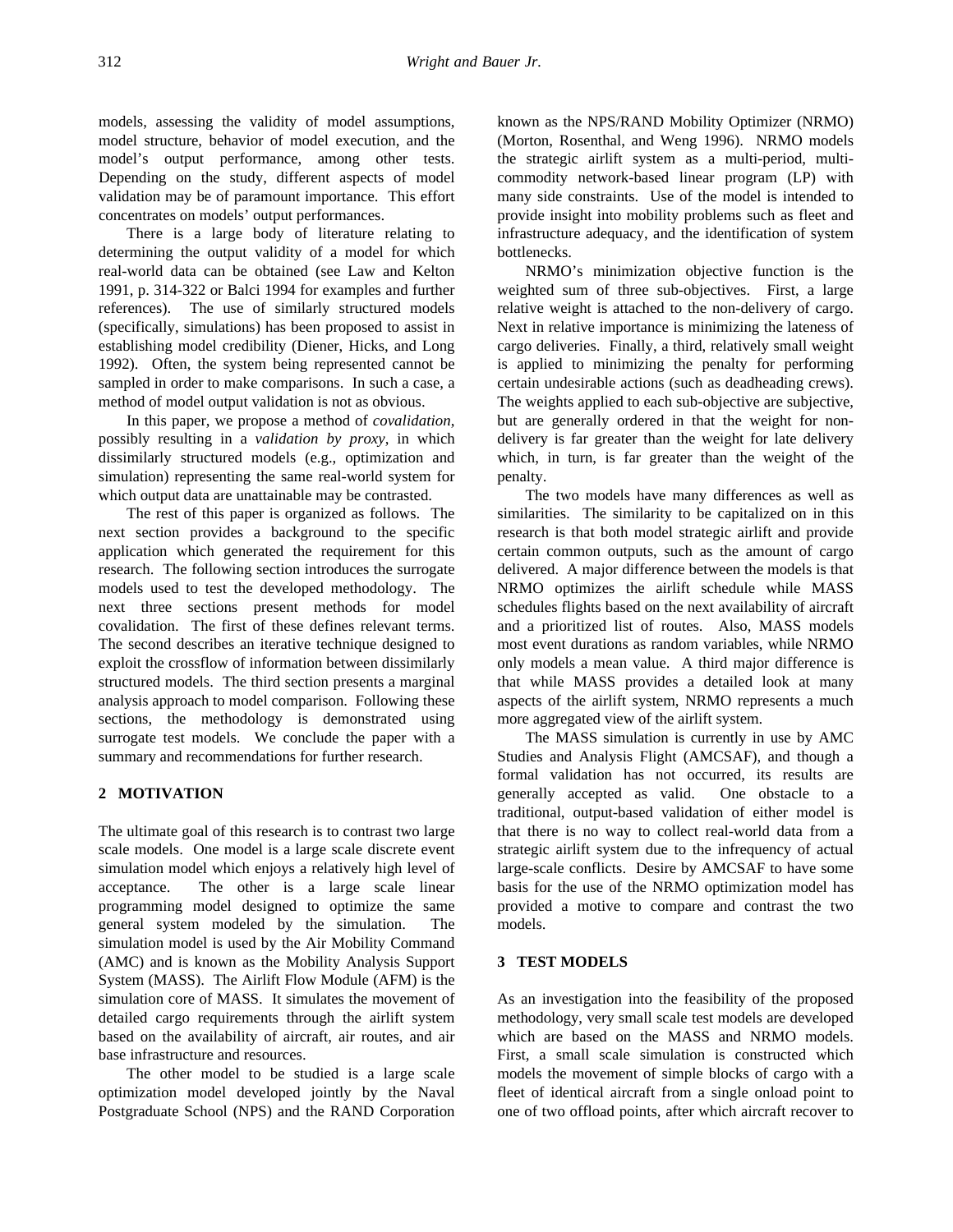models, assessing the validity of model assumptions, model structure, behavior of model execution, and the model's output performance, among other tests. Depending on the study, different aspects of model validation may be of paramount importance. This effort concentrates on models' output performances.

There is a large body of literature relating to determining the output validity of a model for which real-world data can be obtained (see Law and Kelton 1991, p. 314-322 or Balci 1994 for examples and further references). The use of similarly structured models (specifically, simulations) has been proposed to assist in establishing model credibility (Diener, Hicks, and Long 1992). Often, the system being represented cannot be sampled in order to make comparisons. In such a case, a method of model output validation is not as obvious.

In this paper, we propose a method of *covalidation*, possibly resulting in a *validation by proxy*, in which dissimilarly structured models (e.g., optimization and simulation) representing the same real-world system for which output data are unattainable may be contrasted.

The rest of this paper is organized as follows. The next section provides a background to the specific application which generated the requirement for this research. The following section introduces the surrogate models used to test the developed methodology. The next three sections present methods for model covalidation. The first of these defines relevant terms. The second describes an iterative technique designed to exploit the crossflow of information between dissimilarly structured models. The third section presents a marginal analysis approach to model comparison. Following these sections, the methodology is demonstrated using surrogate test models. We conclude the paper with a summary and recommendations for further research.

## 2 MOTIVATION

The ultimate goal of this research is to contrast two large scale models. One model is a large scale discrete event simulation model which enjoys a relatively high level of acceptance. The other is a large scale linear programming model designed to optimize the same general system modeled by the simulation. The simulation model is used by the Air Mobility Command (AMC) and is known as the Mobility Analysis Support System (MASS). The Airlift Flow Module (AFM) is the simulation core of MASS. It simulates the movement of detailed cargo requirements through the airlift system based on the availability of aircraft, air routes, and air base infrastructure and resources.

The other model to be studied is a large scale optimization model developed jointly by the Naval Postgraduate School (NPS) and the RAND Corporation known as the NPS/RAND Mobility Optimizer (NRMO) (Morton, Rosenthal, and Weng 1996). NRMO models the strategic airlift system as a multi-period, multi-commodity network-based linear program (LP) with many side constraints. Use of the model is intended to provide insight into mobility problems such as fleet and infrastructure adequacy, and the identification of system bottlenecks.

NRMO's minimization objective function is the weighted sum of three sub-objectives. First, a large relative weight is attached to the non-delivery of cargo. Next in relative importance is minimizing the lateness of cargo deliveries. Finally, a third, relatively small weight is applied to minimizing the penalty for performing certain undesirable actions (such as deadheading crews). The weights applied to each sub-objective are subjective, but are generally ordered in that the weight for non-delivery is far greater than the weight for late delivery which, in turn, is far greater than the weight of the penalty.

The two models have many differences as well as similarities. The similarity to be capitalized on in this research is that both model strategic airlift and provide certain common outputs, such as the amount of cargo delivered. A major difference between the models is that NRMO optimizes the airlift schedule while MASS schedules flights based on the next availability of aircraft and a prioritized list of routes. Also, MASS models most event durations as random variables, while NRMO only models a mean value. A third major difference is that while MASS provides a detailed look at many aspects of the airlift system, NRMO represents a much more aggregated view of the airlift system.

The MASS simulation is currently in use by AMC Studies and Analysis Flight (AMCSAF), and though a formal validation has not occurred, its results are generally accepted as valid. One obstacle to a traditional, output-based validation of either model is that there is no way to collect real-world data from a strategic airlift system due to the infrequency of actual large-scale conflicts. Desire by AMCSAF to have some basis for the use of the NRMO optimization model has provided a motive to compare and contrast the two models.

## 3 TEST MODELS

As an investigation into the feasibility of the proposed methodology, very small scale test models are developed which are based on the MASS and NRMO models. First, a small scale simulation is constructed which models the movement of simple blocks of cargo with a fleet of identical aircraft from a single onload point to one of two offload points, after which aircraft recover to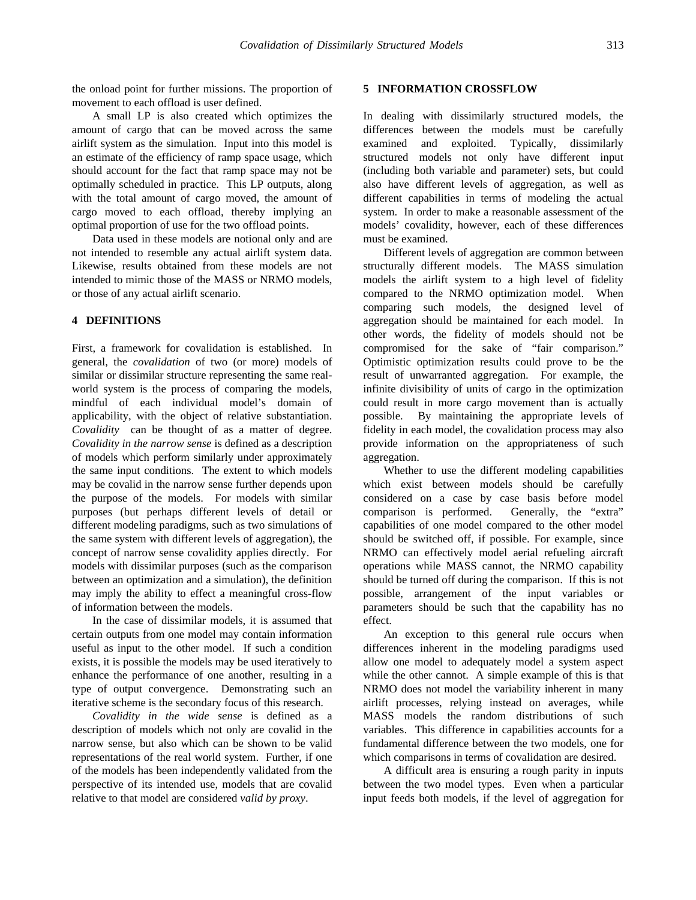the onload point for further missions. The proportion of movement to each offload is user defined.

A small LP is also created which optimizes the amount of cargo that can be moved across the same airlift system as the simulation. Input into this model is an estimate of the efficiency of ramp space usage, which should account for the fact that ramp space may not be optimally scheduled in practice. This LP outputs, along with the total amount of cargo moved, the amount of cargo moved to each offload, thereby implying an optimal proportion of use for the two offload points.

Data used in these models are notional only and are not intended to resemble any actual airlift system data. Likewise, results obtained from these models are not intended to mimic those of the MASS or NRMO models, or those of any actual airlift scenario.

## 4 DEFINITIONS

First, a framework for covalidation is established. In general, the *covalidation* of two (or more) models of similar or dissimilar structure representing the same real-world system is the process of comparing the models, mindful of each individual model's domain of applicability, with the object of relative substantiation. *Covalidity* can be thought of as a matter of degree. *Covalidity in the narrow sense* is defined as a description of models which perform similarly under approximately the same input conditions. The extent to which models may be covalid in the narrow sense further depends upon the purpose of the models. For models with similar purposes (but perhaps different levels of detail or different modeling paradigms, such as two simulations of the same system with different levels of aggregation), the concept of narrow sense covalidity applies directly. For models with dissimilar purposes (such as the comparison between an optimization and a simulation), the definition may imply the ability to effect a meaningful cross-flow of information between the models.

In the case of dissimilar models, it is assumed that certain outputs from one model may contain information useful as input to the other model. If such a condition exists, it is possible the models may be used iteratively to enhance the performance of one another, resulting in a type of output convergence. Demonstrating such an iterative scheme is the secondary focus of this research.

*Covalidity in the wide sense* is defined as a description of models which not only are covalid in the narrow sense, but also which can be shown to be valid representations of the real world system. Further, if one of the models has been independently validated from the perspective of its intended use, models that are covalid relative to that model are considered *valid by proxy*.

## 5 INFORMATION CROSSFLOW

In dealing with dissimilarly structured models, the differences between the models must be carefully examined and exploited. Typically, dissimilarly structured models not only have different input (including both variable and parameter) sets, but could also have different levels of aggregation, as well as different capabilities in terms of modeling the actual system. In order to make a reasonable assessment of the models' covalidity, however, each of these differences must be examined.

Different levels of aggregation are common between structurally different models. The MASS simulation models the airlift system to a high level of fidelity compared to the NRMO optimization model. When comparing such models, the designed level of aggregation should be maintained for each model. In other words, the fidelity of models should not be compromised for the sake of "fair comparison." Optimistic optimization results could prove to be the result of unwarranted aggregation. For example, the infinite divisibility of units of cargo in the optimization could result in more cargo movement than is actually possible. By maintaining the appropriate levels of fidelity in each model, the covalidation process may also provide information on the appropriateness of such aggregation.

Whether to use the different modeling capabilities which exist between models should be carefully considered on a case by case basis before model comparison is performed. Generally, the "extra" capabilities of one model compared to the other model should be switched off, if possible. For example, since NRMO can effectively model aerial refueling aircraft operations while MASS cannot, the NRMO capability should be turned off during the comparison. If this is not possible, arrangement of the input variables or parameters should be such that the capability has no effect.

An exception to this general rule occurs when differences inherent in the modeling paradigms used allow one model to adequately model a system aspect while the other cannot. A simple example of this is that NRMO does not model the variability inherent in many airlift processes, relying instead on averages, while MASS models the random distributions of such variables. This difference in capabilities accounts for a fundamental difference between the two models, one for which comparisons in terms of covalidation are desired.

A difficult area is ensuring a rough parity in inputs between the two model types. Even when a particular input feeds both models, if the level of aggregation for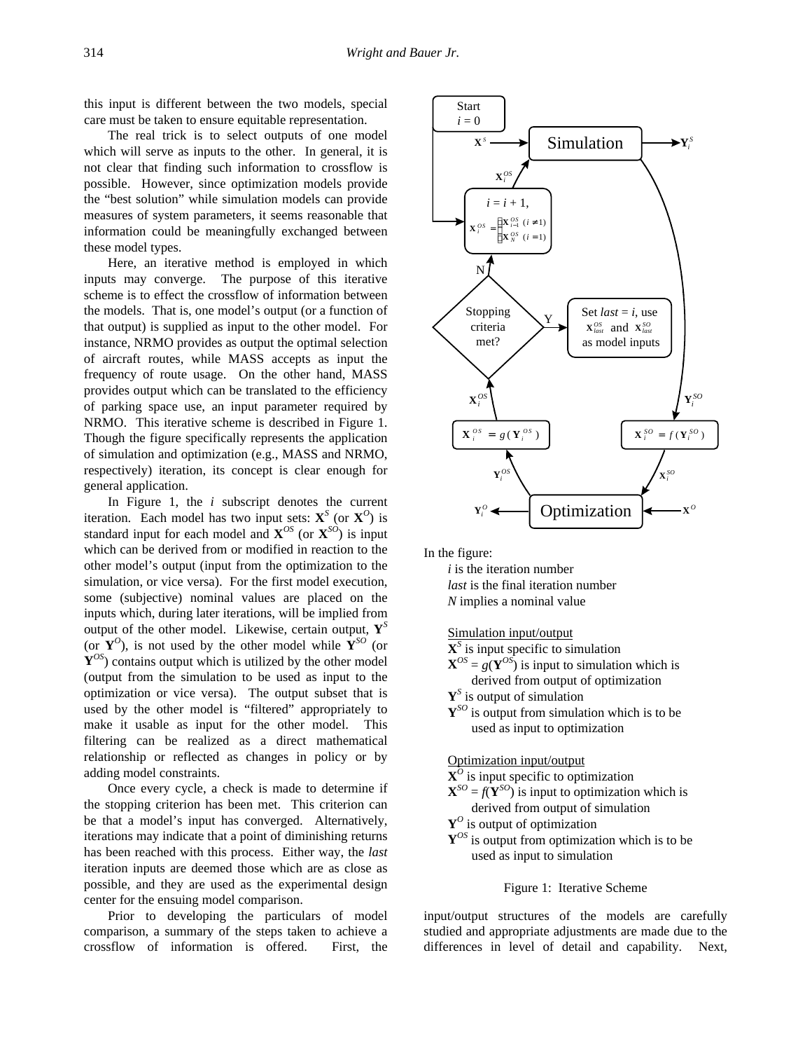this input is different between the two models, special care must be taken to ensure equitable representation.

The real trick is to select outputs of one model which will serve as inputs to the other. In general, it is not clear that finding such information to crossflow is possible. However, since optimization models provide the "best solution" while simulation models can provide measures of system parameters, it seems reasonable that information could be meaningfully exchanged between these model types.

Here, an iterative method is employed in which inputs may converge. The purpose of this iterative scheme is to effect the crossflow of information between the models. That is, one model's output (or a function of that output) is supplied as input to the other model. For instance, NRMO provides as output the optimal selection of aircraft routes, while MASS accepts as input the frequency of route usage. On the other hand, MASS provides output which can be translated to the efficiency of parking space use, an input parameter required by NRMO. This iterative scheme is described in Figure 1. Though the figure specifically represents the application of simulation and optimization (e.g., MASS and NRMO, respectively) iteration, its concept is clear enough for general application.

In Figure 1, the $i$ subscript denotes the current iteration. Each model has two input sets: $\mathbf{X}^S$ (or $\mathbf{X}^O$) is standard input for each model and $\mathbf{X}^{OS}$ (or $\mathbf{X}^{SO}$) is input which can be derived from or modified in reaction to the other model's output (input from the optimization to the simulation, or vice versa). For the first model execution, some (subjective) nominal values are placed on the inputs which, during later iterations, will be implied from output of the other model. Likewise, certain output, $\mathbf{Y}^S$ (or $\mathbf{Y}^O$), is not used by the other model while $\mathbf{Y}^{SO}$ (or $\mathbf{Y}^{OS}$) contains output which is utilized by the other model (output from the simulation to be used as input to the optimization or vice versa). The output subset that is used by the other model is "filtered" appropriately to make it usable as input for the other model. This filtering can be realized as a direct mathematical relationship or reflected as changes in policy or by adding model constraints.

Once every cycle, a check is made to determine if the stopping criterion has been met. This criterion can be that a model's input has converged. Alternatively, iterations may indicate that a point of diminishing returns has been reached with this process. Either way, the *last* iteration inputs are deemed those which are as close as possible, and they are used as the experimental design center for the ensuing model comparison.

Prior to developing the particulars of model comparison, a summary of the steps taken to achieve a crossflow of information is offered. First, the

Start $i = 0$

$\mathbf{X}^S$ → Simulation → $\mathbf{Y}_i^S$

$\mathbf{X}_i^{OS}$

$i = i + 1$, $\mathbf{X}_i^{OS} = \begin{cases} \mathbf{X}_{i-1}^{OS} & (i \neq 1) \\ \mathbf{X}_N^{OS} & (i = 1) \end{cases}$

N

Stopping criteria met?

Y

Set *last* = $i$, use $\mathbf{X}_{last}^{OS}$ and $\mathbf{X}_{last}^{SO}$ as model inputs

$\mathbf{X}_i^{OS}$ $\qquad$ $\mathbf{Y}_i^{SO}$

$\mathbf{X}_i^{OS} = g(\mathbf{Y}_i^{OS})$ $\qquad$ $\mathbf{X}_i^{SO} = f(\mathbf{Y}_i^{SO})$

$\mathbf{Y}_i^{OS}$ $\qquad$ $\mathbf{X}_i^{SO}$

$\mathbf{Y}_i^O$ ← Optimization ← $\mathbf{X}^O$

In the figure:

*i* is the iteration number
*last* is the final iteration number
*N* implies a nominal value

Simulation input/output
$\mathbf{X}^S$ is input specific to simulation
$\mathbf{X}^{OS} = g(\mathbf{Y}^{OS})$ is input to simulation which is derived from output of optimization
$\mathbf{Y}^S$ is output of simulation
$\mathbf{Y}^{SO}$ is output from simulation which is to be used as input to optimization

Optimization input/output
$\mathbf{X}^O$ is input specific to optimization
$\mathbf{X}^{SO} = f(\mathbf{Y}^{SO})$ is input to optimization which is derived from output of simulation
$\mathbf{Y}^O$ is output of optimization
$\mathbf{Y}^{OS}$ is output from optimization which is to be used as input to simulation

Figure 1: Iterative Scheme

input/output structures of the models are carefully studied and appropriate adjustments are made due to the differences in level of detail and capability. Next,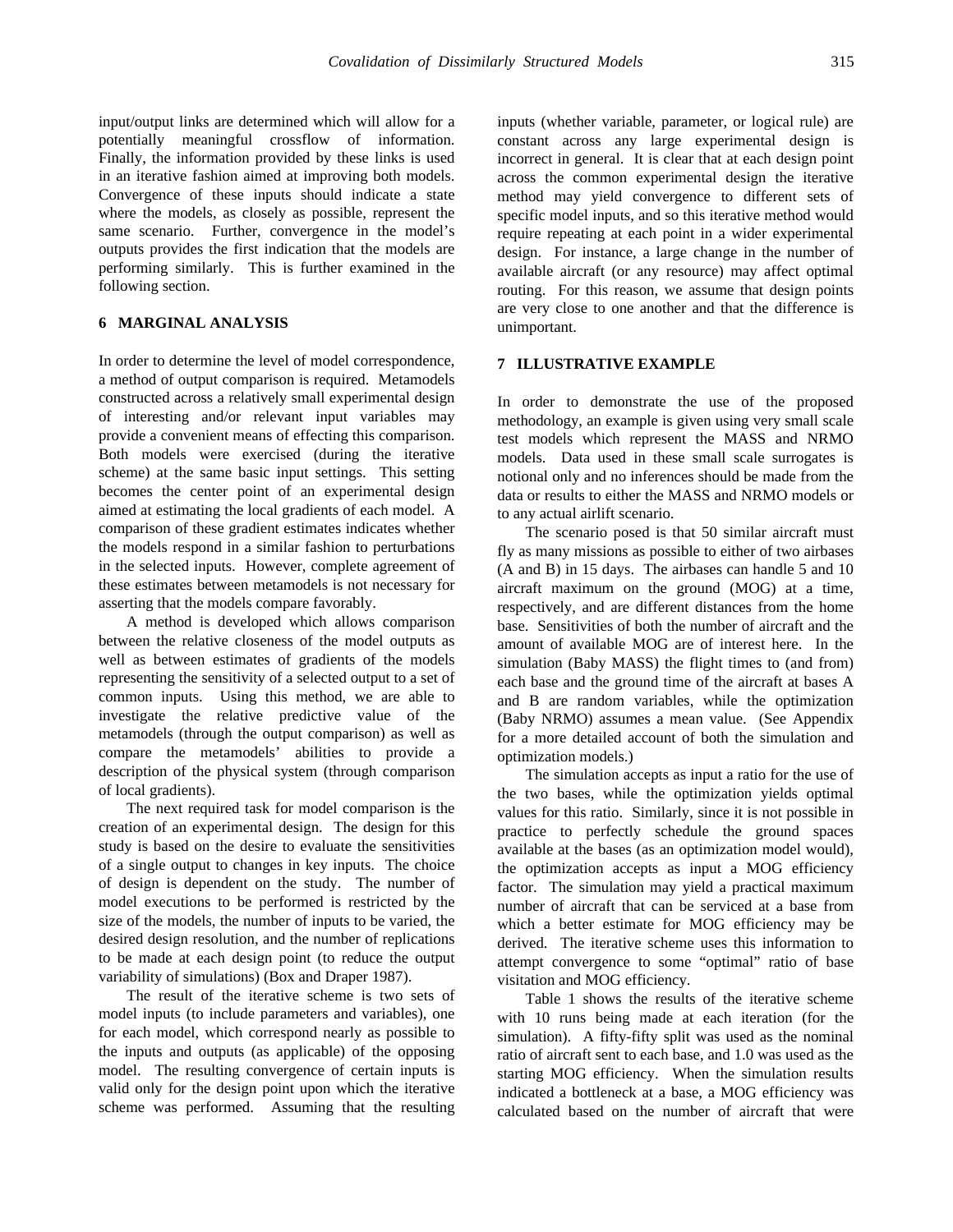input/output links are determined which will allow for a potentially meaningful crossflow of information. Finally, the information provided by these links is used in an iterative fashion aimed at improving both models. Convergence of these inputs should indicate a state where the models, as closely as possible, represent the same scenario. Further, convergence in the model's outputs provides the first indication that the models are performing similarly. This is further examined in the following section.

## 6 MARGINAL ANALYSIS

In order to determine the level of model correspondence, a method of output comparison is required. Metamodels constructed across a relatively small experimental design of interesting and/or relevant input variables may provide a convenient means of effecting this comparison. Both models were exercised (during the iterative scheme) at the same basic input settings. This setting becomes the center point of an experimental design aimed at estimating the local gradients of each model. A comparison of these gradient estimates indicates whether the models respond in a similar fashion to perturbations in the selected inputs. However, complete agreement of these estimates between metamodels is not necessary for asserting that the models compare favorably.

A method is developed which allows comparison between the relative closeness of the model outputs as well as between estimates of gradients of the models representing the sensitivity of a selected output to a set of common inputs. Using this method, we are able to investigate the relative predictive value of the metamodels (through the output comparison) as well as compare the metamodels' abilities to provide a description of the physical system (through comparison of local gradients).

The next required task for model comparison is the creation of an experimental design. The design for this study is based on the desire to evaluate the sensitivities of a single output to changes in key inputs. The choice of design is dependent on the study. The number of model executions to be performed is restricted by the size of the models, the number of inputs to be varied, the desired design resolution, and the number of replications to be made at each design point (to reduce the output variability of simulations) (Box and Draper 1987).

The result of the iterative scheme is two sets of model inputs (to include parameters and variables), one for each model, which correspond nearly as possible to the inputs and outputs (as applicable) of the opposing model. The resulting convergence of certain inputs is valid only for the design point upon which the iterative scheme was performed. Assuming that the resulting inputs (whether variable, parameter, or logical rule) are constant across any large experimental design is incorrect in general. It is clear that at each design point across the common experimental design the iterative method may yield convergence to different sets of specific model inputs, and so this iterative method would require repeating at each point in a wider experimental design. For instance, a large change in the number of available aircraft (or any resource) may affect optimal routing. For this reason, we assume that design points are very close to one another and that the difference is unimportant.

## 7 ILLUSTRATIVE EXAMPLE

In order to demonstrate the use of the proposed methodology, an example is given using very small scale test models which represent the MASS and NRMO models. Data used in these small scale surrogates is notional only and no inferences should be made from the data or results to either the MASS and NRMO models or to any actual airlift scenario.

The scenario posed is that 50 similar aircraft must fly as many missions as possible to either of two airbases (A and B) in 15 days. The airbases can handle 5 and 10 aircraft maximum on the ground (MOG) at a time, respectively, and are different distances from the home base. Sensitivities of both the number of aircraft and the amount of available MOG are of interest here. In the simulation (Baby MASS) the flight times to (and from) each base and the ground time of the aircraft at bases A and B are random variables, while the optimization (Baby NRMO) assumes a mean value. (See Appendix for a more detailed account of both the simulation and optimization models.)

The simulation accepts as input a ratio for the use of the two bases, while the optimization yields optimal values for this ratio. Similarly, since it is not possible in practice to perfectly schedule the ground spaces available at the bases (as an optimization model would), the optimization accepts as input a MOG efficiency factor. The simulation may yield a practical maximum number of aircraft that can be serviced at a base from which a better estimate for MOG efficiency may be derived. The iterative scheme uses this information to attempt convergence to some "optimal" ratio of base visitation and MOG efficiency.

Table 1 shows the results of the iterative scheme with 10 runs being made at each iteration (for the simulation). A fifty-fifty split was used as the nominal ratio of aircraft sent to each base, and 1.0 was used as the starting MOG efficiency. When the simulation results indicated a bottleneck at a base, a MOG efficiency was calculated based on the number of aircraft that were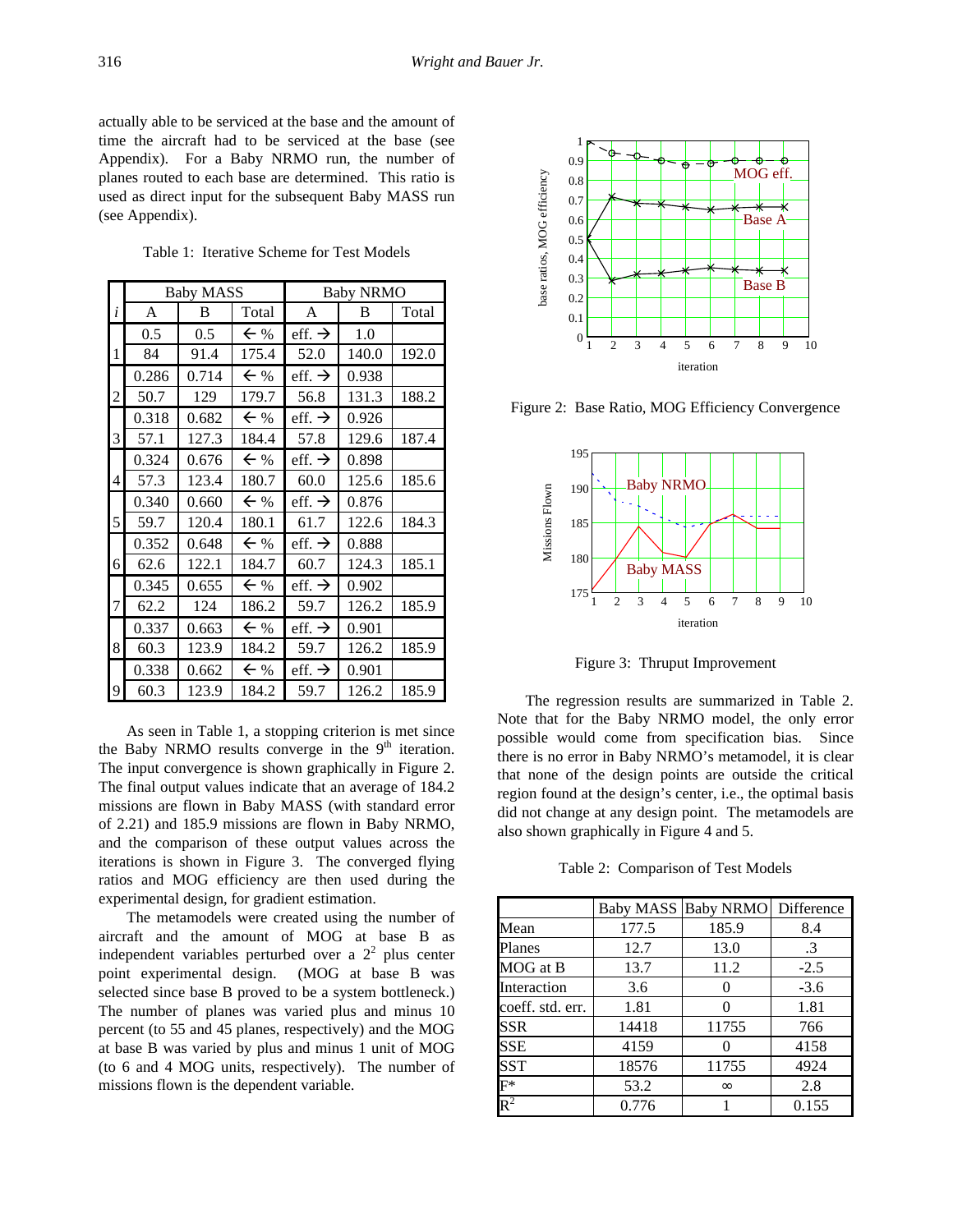actually able to be serviced at the base and the amount of time the aircraft had to be serviced at the base (see Appendix). For a Baby NRMO run, the number of planes routed to each base are determined. This ratio is used as direct input for the subsequent Baby MASS run (see Appendix).

Table 1: Iterative Scheme for Test Models

| | Baby MASS | | | Baby NRMO | | |
|---|---|---|---|---|---|---|
| *i* | A | B | Total | A | B | Total |
| | 0.5 | 0.5 | ← % | eff. → | 1.0 | |
| 1 | 84 | 91.4 | 175.4 | 52.0 | 140.0 | 192.0 |
| | 0.286 | 0.714 | ← % | eff. → | 0.938 | |
| 2 | 50.7 | 129 | 179.7 | 56.8 | 131.3 | 188.2 |
| | 0.318 | 0.682 | ← % | eff. → | 0.926 | |
| 3 | 57.1 | 127.3 | 184.4 | 57.8 | 129.6 | 187.4 |
| | 0.324 | 0.676 | ← % | eff. → | 0.898 | |
| 4 | 57.3 | 123.4 | 180.7 | 60.0 | 125.6 | 185.6 |
| | 0.340 | 0.660 | ← % | eff. → | 0.876 | |
| 5 | 59.7 | 120.4 | 180.1 | 61.7 | 122.6 | 184.3 |
| | 0.352 | 0.648 | ← % | eff. → | 0.888 | |
| 6 | 62.6 | 122.1 | 184.7 | 60.7 | 124.3 | 185.1 |
| | 0.345 | 0.655 | ← % | eff. → | 0.902 | |
| 7 | 62.2 | 124 | 186.2 | 59.7 | 126.2 | 185.9 |
| | 0.337 | 0.663 | ← % | eff. → | 0.901 | |
| 8 | 60.3 | 123.9 | 184.2 | 59.7 | 126.2 | 185.9 |
| | 0.338 | 0.662 | ← % | eff. → | 0.901 | |
| 9 | 60.3 | 123.9 | 184.2 | 59.7 | 126.2 | 185.9 |

As seen in Table 1, a stopping criterion is met since the Baby NRMO results converge in the 9th iteration. The input convergence is shown graphically in Figure 2. The final output values indicate that an average of 184.2 missions are flown in Baby MASS (with standard error of 2.21) and 185.9 missions are flown in Baby NRMO, and the comparison of these output values across the iterations is shown in Figure 3. The converged flying ratios and MOG efficiency are then used during the experimental design, for gradient estimation.

The metamodels were created using the number of aircraft and the amount of MOG at base B as independent variables perturbed over a $2^2$ plus center point experimental design. (MOG at base B was selected since base B proved to be a system bottleneck.) The number of planes was varied plus and minus 10 percent (to 55 and 45 planes, respectively) and the MOG at base B was varied by plus and minus 1 unit of MOG (to 6 and 4 MOG units, respectively). The number of missions flown is the dependent variable.

Figure 2: Base Ratio, MOG Efficiency Convergence

Figure 3: Thruput Improvement

The regression results are summarized in Table 2. Note that for the Baby NRMO model, the only error possible would come from specification bias. Since there is no error in Baby NRMO's metamodel, it is clear that none of the design points are outside the critical region found at the design's center, i.e., the optimal basis did not change at any design point. The metamodels are also shown graphically in Figure 4 and 5.

Table 2: Comparison of Test Models

| | Baby MASS | Baby NRMO | Difference |
|---|---|---|---|
| Mean | 177.5 | 185.9 | 8.4 |
| Planes | 12.7 | 13.0 | .3 |
| MOG at B | 13.7 | 11.2 | -2.5 |
| Interaction | 3.6 | 0 | -3.6 |
| coeff. std. err. | 1.81 | 0 | 1.81 |
| SSR | 14418 | 11755 | 766 |
| SSE | 4159 | 0 | 4158 |
| SST | 18576 | 11755 | 4924 |
| F* | 53.2 | ∞ | 2.8 |
| $R^2$ | 0.776 | 1 | 0.155 |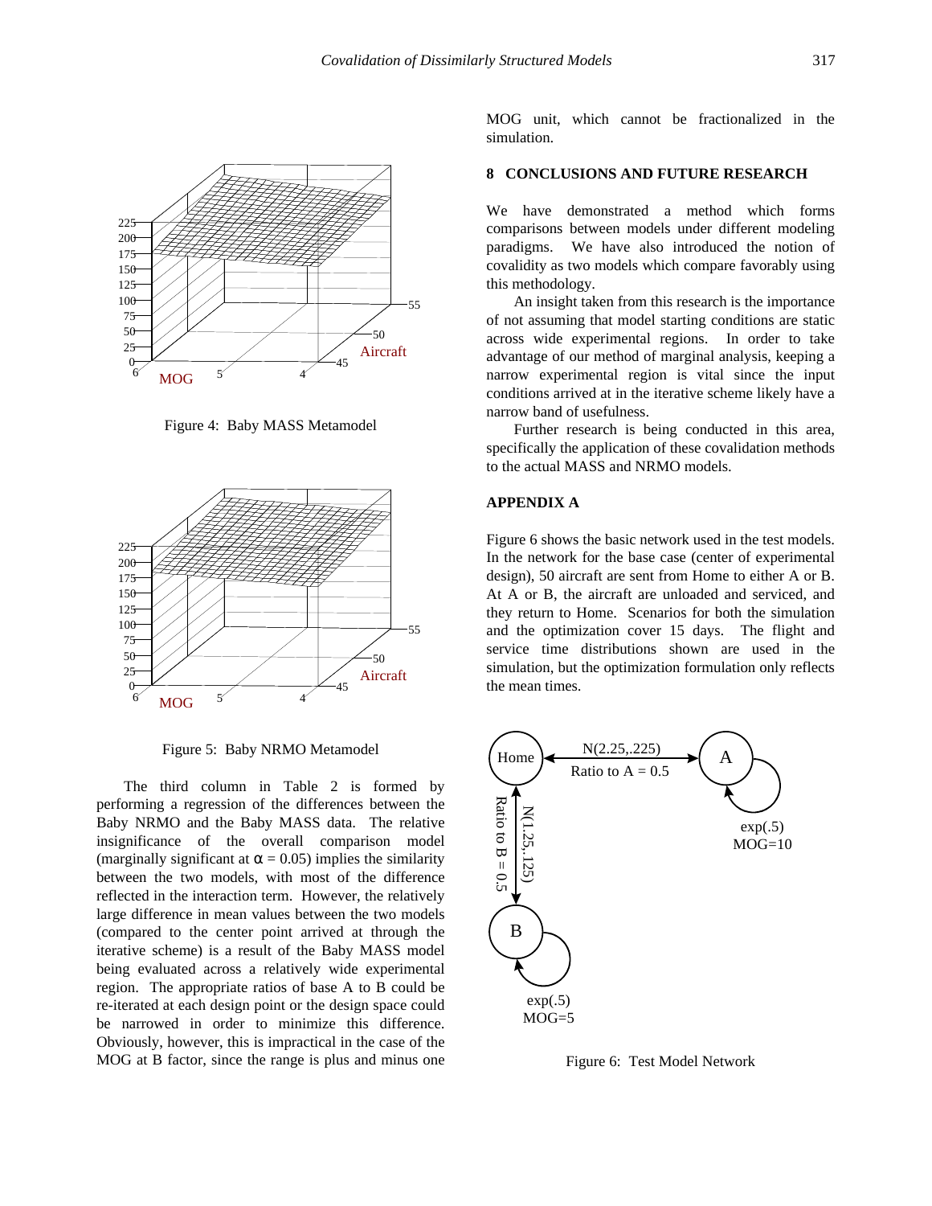Figure 4: Baby MASS Metamodel

Figure 5: Baby NRMO Metamodel

The third column in Table 2 is formed by performing a regression of the differences between the Baby NRMO and the Baby MASS data. The relative insignificance of the overall comparison model (marginally significant at $\alpha = 0.05$) implies the similarity between the two models, with most of the difference reflected in the interaction term. However, the relatively large difference in mean values between the two models (compared to the center point arrived at through the iterative scheme) is a result of the Baby MASS model being evaluated across a relatively wide experimental region. The appropriate ratios of base A to B could be re-iterated at each design point or the design space could be narrowed in order to minimize this difference. Obviously, however, this is impractical in the case of the MOG at B factor, since the range is plus and minus one MOG unit, which cannot be fractionalized in the simulation.

## 8 CONCLUSIONS AND FUTURE RESEARCH

We have demonstrated a method which forms comparisons between models under different modeling paradigms. We have also introduced the notion of covalidity as two models which compare favorably using this methodology.

An insight taken from this research is the importance of not assuming that model starting conditions are static across wide experimental regions. In order to take advantage of our method of marginal analysis, keeping a narrow experimental region is vital since the input conditions arrived at in the iterative scheme likely have a narrow band of usefulness.

Further research is being conducted in this area, specifically the application of these covalidation methods to the actual MASS and NRMO models.

## APPENDIX A

Figure 6 shows the basic network used in the test models. In the network for the base case (center of experimental design), 50 aircraft are sent from Home to either A or B. At A or B, the aircraft are unloaded and serviced, and they return to Home. Scenarios for both the simulation and the optimization cover 15 days. The flight and service time distributions shown are used in the simulation, but the optimization formulation only reflects the mean times.

Figure 6: Test Model Network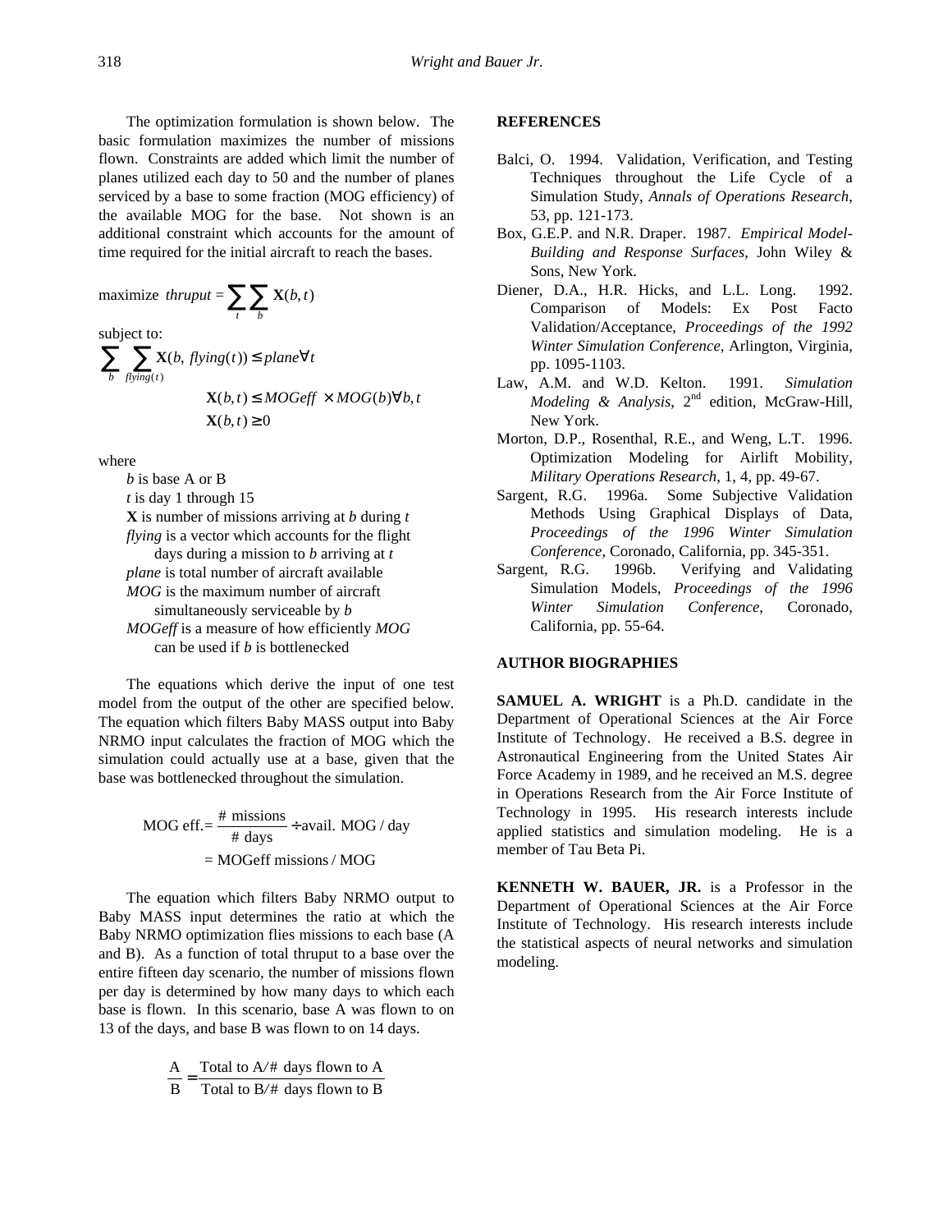The optimization formulation is shown below. The basic formulation maximizes the number of missions flown. Constraints are added which limit the number of planes utilized each day to 50 and the number of planes serviced by a base to some fraction (MOG efficiency) of the available MOG for the base. Not shown is an additional constraint which accounts for the amount of time required for the initial aircraft to reach the bases.

$$\text{maximize } thruput = \sum_{t} \sum_{b} \mathbf{X}(b, t)$$

subject to:

$$\sum_{b} \sum_{flying(t)} \mathbf{X}(b, flying(t)) \leq plane \; \forall t$$

$$\mathbf{X}(b, t) \leq MOGeff \times MOG(b) \; \forall b, t$$

$$\mathbf{X}(b, t) \geq 0$$

where

- $b$ is base A or B
- $t$ is day 1 through 15
- $\mathbf{X}$ is number of missions arriving at $b$ during $t$
- *flying* is a vector which accounts for the flight days during a mission to $b$ arriving at $t$
- *plane* is total number of aircraft available
- *MOG* is the maximum number of aircraft simultaneously serviceable by $b$
- *MOGeff* is a measure of how efficiently *MOG* can be used if $b$ is bottlenecked

The equations which derive the input of one test model from the output of the other are specified below. The equation which filters Baby MASS output into Baby NRMO input calculates the fraction of MOG which the simulation could actually use at a base, given that the base was bottlenecked throughout the simulation.

$$\text{MOG eff.} = \frac{\#\text{ missions}}{\#\text{ days}} \div \text{avail. MOG / day}$$

$$= \text{MOGeff missions / MOG}$$

The equation which filters Baby NRMO output to Baby MASS input determines the ratio at which the Baby NRMO optimization flies missions to each base (A and B). As a function of total thruput to a base over the entire fifteen day scenario, the number of missions flown per day is determined by how many days to which each base is flown. In this scenario, base A was flown to on 13 of the days, and base B was flown to on 14 days.

$$\frac{\text{A}}{\text{B}} = \frac{\text{Total to A}/\#\text{ days flown to A}}{\text{Total to B}/\#\text{ days flown to B}}$$

## REFERENCES

Balci, O. 1994. Validation, Verification, and Testing Techniques throughout the Life Cycle of a Simulation Study, *Annals of Operations Research*, 53, pp. 121-173.

Box, G.E.P. and N.R. Draper. 1987. *Empirical Model-Building and Response Surfaces*, John Wiley & Sons, New York.

Diener, D.A., H.R. Hicks, and L.L. Long. 1992. Comparison of Models: Ex Post Facto Validation/Acceptance, *Proceedings of the 1992 Winter Simulation Conference*, Arlington, Virginia, pp. 1095-1103.

Law, A.M. and W.D. Kelton. 1991. *Simulation Modeling & Analysis*, 2nd edition, McGraw-Hill, New York.

Morton, D.P., Rosenthal, R.E., and Weng, L.T. 1996. Optimization Modeling for Airlift Mobility, *Military Operations Research*, 1, 4, pp. 49-67.

Sargent, R.G. 1996a. Some Subjective Validation Methods Using Graphical Displays of Data, *Proceedings of the 1996 Winter Simulation Conference*, Coronado, California, pp. 345-351.

Sargent, R.G. 1996b. Verifying and Validating Simulation Models, *Proceedings of the 1996 Winter Simulation Conference*, Coronado, California, pp. 55-64.

## AUTHOR BIOGRAPHIES

**SAMUEL A. WRIGHT** is a Ph.D. candidate in the Department of Operational Sciences at the Air Force Institute of Technology. He received a B.S. degree in Astronautical Engineering from the United States Air Force Academy in 1989, and he received an M.S. degree in Operations Research from the Air Force Institute of Technology in 1995. His research interests include applied statistics and simulation modeling. He is a member of Tau Beta Pi.

**KENNETH W. BAUER, JR.** is a Professor in the Department of Operational Sciences at the Air Force Institute of Technology. His research interests include the statistical aspects of neural networks and simulation modeling.